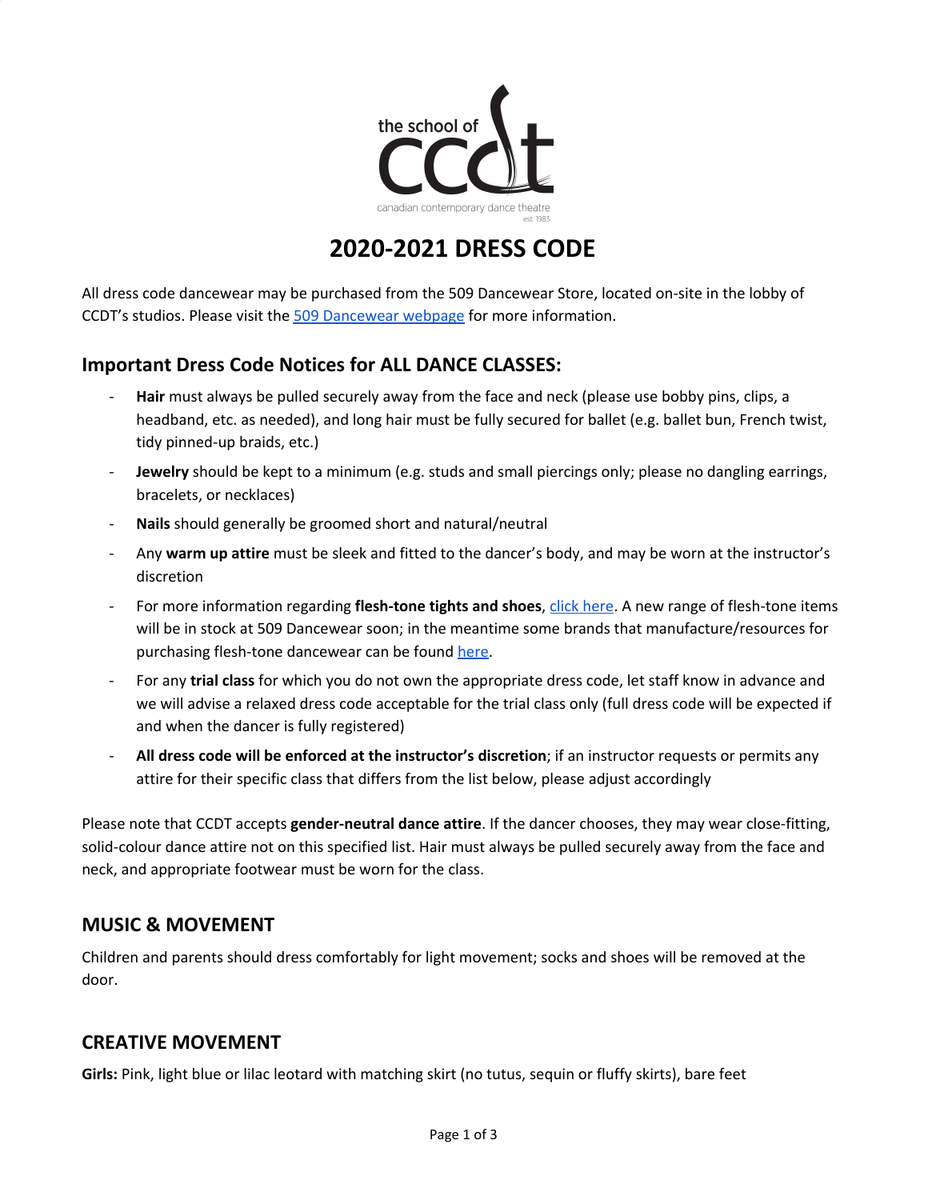the school of ccdt

canadian contemporary dance theatre est. 1983

# 2020-2021 DRESS CODE

All dress code dancewear may be purchased from the 509 Dancewear Store, located on-site in the lobby of CCDT's studios. Please visit the 509 Dancewear webpage for more information.

## Important Dress Code Notices for ALL DANCE CLASSES:

- **Hair** must always be pulled securely away from the face and neck (please use bobby pins, clips, a headband, etc. as needed), and long hair must be fully secured for ballet (e.g. ballet bun, French twist, tidy pinned-up braids, etc.)
- **Jewelry** should be kept to a minimum (e.g. studs and small piercings only; please no dangling earrings, bracelets, or necklaces)
- **Nails** should generally be groomed short and natural/neutral
- Any **warm up attire** must be sleek and fitted to the dancer's body, and may be worn at the instructor's discretion
- For more information regarding **flesh-tone tights and shoes**, click here. A new range of flesh-tone items will be in stock at 509 Dancewear soon; in the meantime some brands that manufacture/resources for purchasing flesh-tone dancewear can be found here.
- For any **trial class** for which you do not own the appropriate dress code, let staff know in advance and we will advise a relaxed dress code acceptable for the trial class only (full dress code will be expected if and when the dancer is fully registered)
- **All dress code will be enforced at the instructor's discretion**; if an instructor requests or permits any attire for their specific class that differs from the list below, please adjust accordingly

Please note that CCDT accepts **gender-neutral dance attire**. If the dancer chooses, they may wear close-fitting, solid-colour dance attire not on this specified list. Hair must always be pulled securely away from the face and neck, and appropriate footwear must be worn for the class.

## MUSIC & MOVEMENT

Children and parents should dress comfortably for light movement; socks and shoes will be removed at the door.

## CREATIVE MOVEMENT

**Girls:** Pink, light blue or lilac leotard with matching skirt (no tutus, sequin or fluffy skirts), bare feet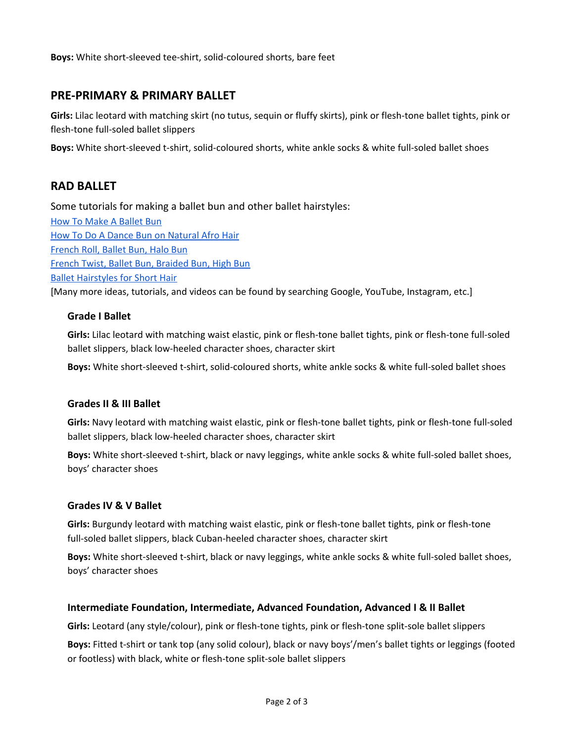**Boys:** White short-sleeved tee-shirt, solid-coloured shorts, bare feet

## PRE-PRIMARY & PRIMARY BALLET

**Girls:** Lilac leotard with matching skirt (no tutus, sequin or fluffy skirts), pink or flesh-tone ballet tights, pink or flesh-tone full-soled ballet slippers

**Boys:** White short-sleeved t-shirt, solid-coloured shorts, white ankle socks & white full-soled ballet shoes

## RAD BALLET

Some tutorials for making a ballet bun and other ballet hairstyles:
How To Make A Ballet Bun
How To Do A Dance Bun on Natural Afro Hair
French Roll, Ballet Bun, Halo Bun
French Twist, Ballet Bun, Braided Bun, High Bun
Ballet Hairstyles for Short Hair
[Many more ideas, tutorials, and videos can be found by searching Google, YouTube, Instagram, etc.]

### Grade I Ballet

**Girls:** Lilac leotard with matching waist elastic, pink or flesh-tone ballet tights, pink or flesh-tone full-soled ballet slippers, black low-heeled character shoes, character skirt

**Boys:** White short-sleeved t-shirt, solid-coloured shorts, white ankle socks & white full-soled ballet shoes

### Grades II & III Ballet

**Girls:** Navy leotard with matching waist elastic, pink or flesh-tone ballet tights, pink or flesh-tone full-soled ballet slippers, black low-heeled character shoes, character skirt

**Boys:** White short-sleeved t-shirt, black or navy leggings, white ankle socks & white full-soled ballet shoes, boys' character shoes

### Grades IV & V Ballet

**Girls:** Burgundy leotard with matching waist elastic, pink or flesh-tone ballet tights, pink or flesh-tone full-soled ballet slippers, black Cuban-heeled character shoes, character skirt

**Boys:** White short-sleeved t-shirt, black or navy leggings, white ankle socks & white full-soled ballet shoes, boys' character shoes

### Intermediate Foundation, Intermediate, Advanced Foundation, Advanced I & II Ballet

**Girls:** Leotard (any style/colour), pink or flesh-tone tights, pink or flesh-tone split-sole ballet slippers

**Boys:** Fitted t-shirt or tank top (any solid colour), black or navy boys'/men's ballet tights or leggings (footed or footless) with black, white or flesh-tone split-sole ballet slippers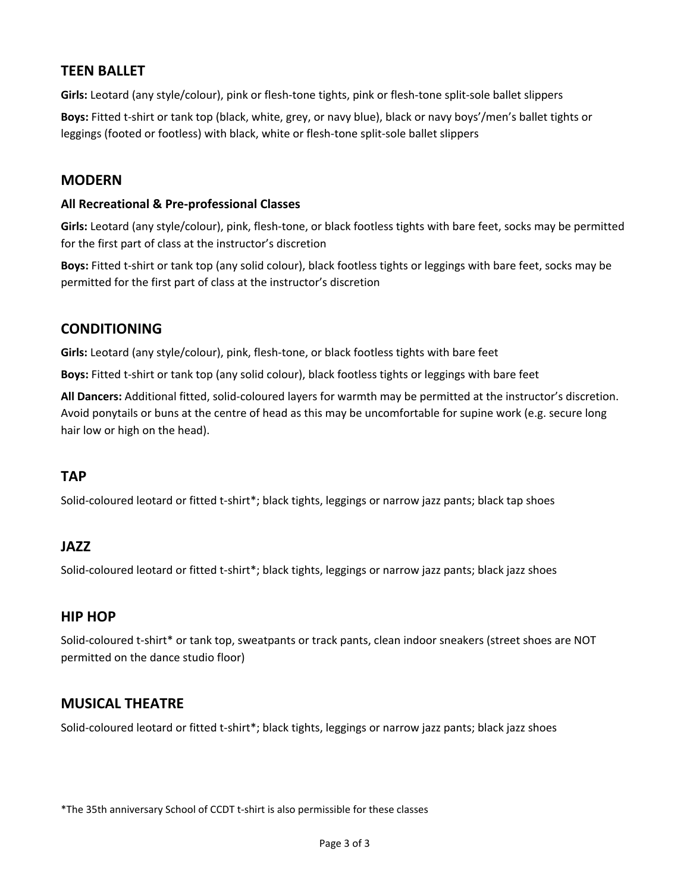## TEEN BALLET

**Girls:** Leotard (any style/colour), pink or flesh-tone tights, pink or flesh-tone split-sole ballet slippers

**Boys:** Fitted t-shirt or tank top (black, white, grey, or navy blue), black or navy boys'/men's ballet tights or leggings (footed or footless) with black, white or flesh-tone split-sole ballet slippers

## MODERN

### All Recreational & Pre-professional Classes

**Girls:** Leotard (any style/colour), pink, flesh-tone, or black footless tights with bare feet, socks may be permitted for the first part of class at the instructor's discretion

**Boys:** Fitted t-shirt or tank top (any solid colour), black footless tights or leggings with bare feet, socks may be permitted for the first part of class at the instructor's discretion

## CONDITIONING

**Girls:** Leotard (any style/colour), pink, flesh-tone, or black footless tights with bare feet

**Boys:** Fitted t-shirt or tank top (any solid colour), black footless tights or leggings with bare feet

**All Dancers:** Additional fitted, solid-coloured layers for warmth may be permitted at the instructor's discretion. Avoid ponytails or buns at the centre of head as this may be uncomfortable for supine work (e.g. secure long hair low or high on the head).

## TAP

Solid-coloured leotard or fitted t-shirt*; black tights, leggings or narrow jazz pants; black tap shoes

## JAZZ

Solid-coloured leotard or fitted t-shirt*; black tights, leggings or narrow jazz pants; black jazz shoes

## HIP HOP

Solid-coloured t-shirt* or tank top, sweatpants or track pants, clean indoor sneakers (street shoes are NOT permitted on the dance studio floor)

## MUSICAL THEATRE

Solid-coloured leotard or fitted t-shirt*; black tights, leggings or narrow jazz pants; black jazz shoes

*The 35th anniversary School of CCDT t-shirt is also permissible for these classes